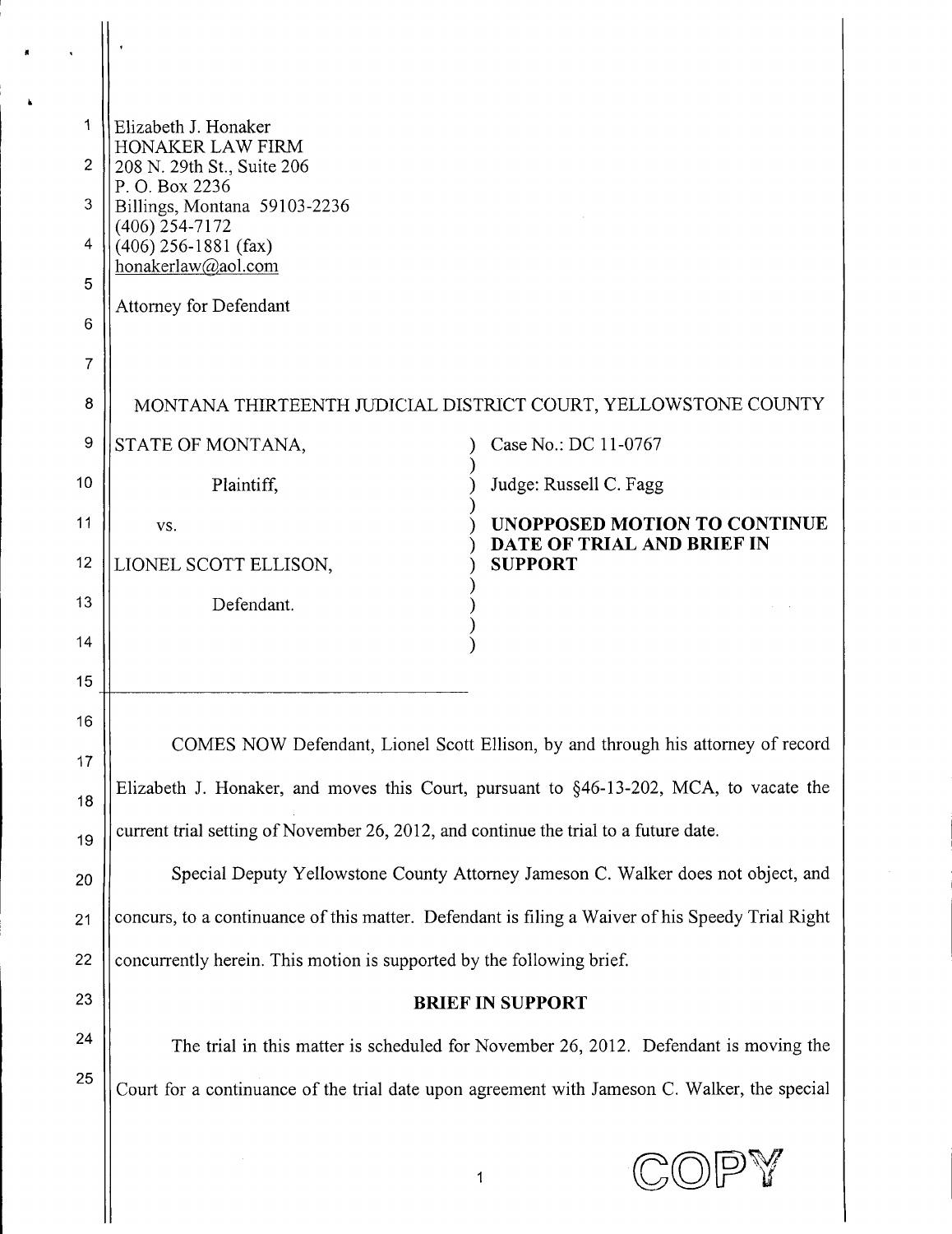Elizabeth J. Honaker
HONAKER LAW FIRM
208 N. 29th St., Suite 206
P. O. Box 2236
Billings, Montana 59103-2236
(406) 254-7172
(406) 256-1881 (fax)
honakerlaw@aol.com

Attorney for Defendant

MONTANA THIRTEENTH JUDICIAL DISTRICT COURT, YELLOWSTONE COUNTY

| | |
|---|---|
| STATE OF MONTANA,<br><br>Plaintiff,<br><br>vs.<br><br>LIONEL SCOTT ELLISON,<br><br>Defendant. | Case No.: DC 11-0767<br><br>Judge: Russell C. Fagg<br><br>**UNOPPOSED MOTION TO CONTINUE DATE OF TRIAL AND BRIEF IN SUPPORT** |

COMES NOW Defendant, Lionel Scott Ellison, by and through his attorney of record Elizabeth J. Honaker, and moves this Court, pursuant to §46-13-202, MCA, to vacate the current trial setting of November 26, 2012, and continue the trial to a future date.

Special Deputy Yellowstone County Attorney Jameson C. Walker does not object, and concurs, to a continuance of this matter. Defendant is filing a Waiver of his Speedy Trial Right concurrently herein. This motion is supported by the following brief.

**BRIEF IN SUPPORT**

The trial in this matter is scheduled for November 26, 2012. Defendant is moving the Court for a continuance of the trial date upon agreement with Jameson C. Walker, the special

COPY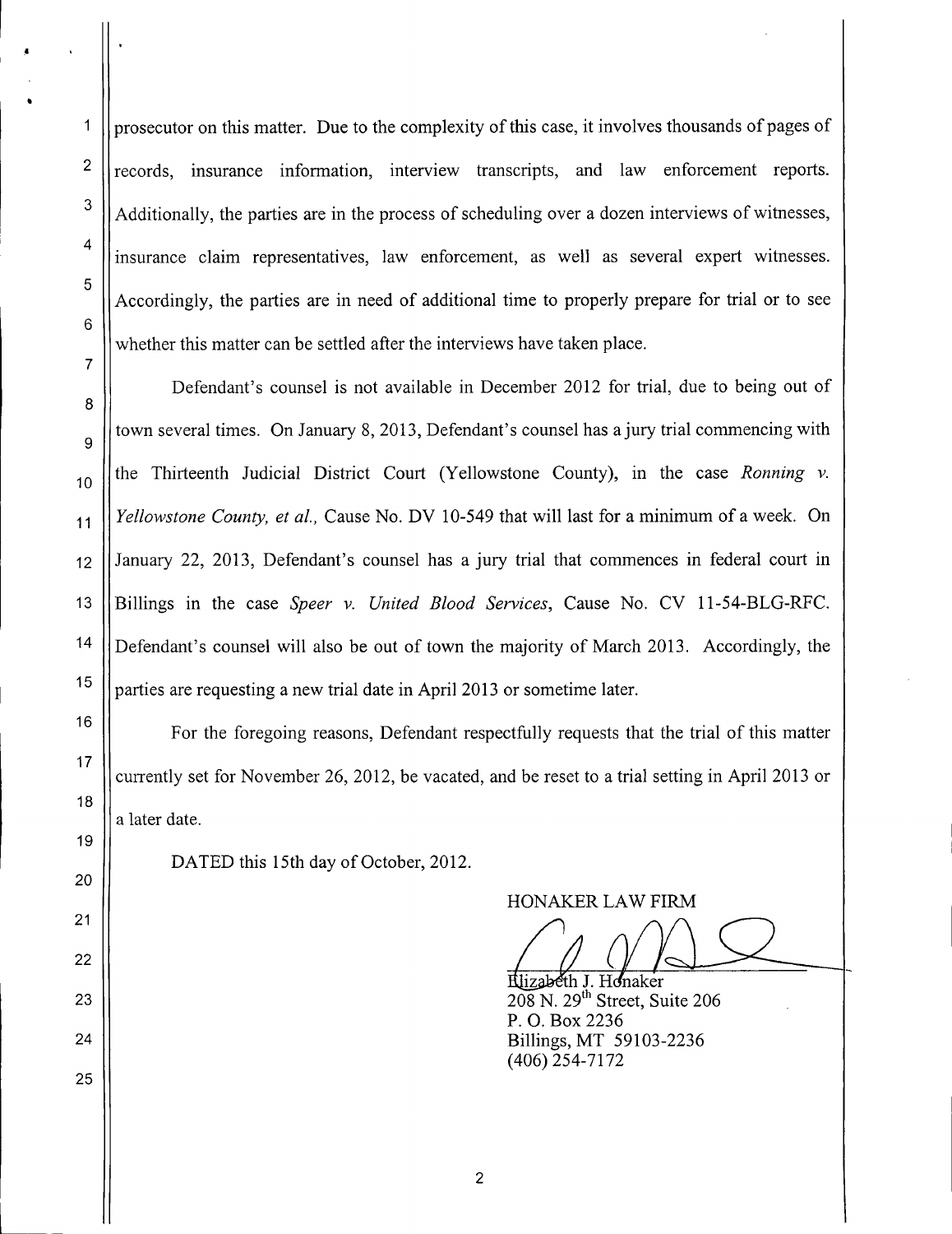prosecutor on this matter. Due to the complexity of this case, it involves thousands of pages of records, insurance information, interview transcripts, and law enforcement reports. Additionally, the parties are in the process of scheduling over a dozen interviews of witnesses, insurance claim representatives, law enforcement, as well as several expert witnesses. Accordingly, the parties are in need of additional time to properly prepare for trial or to see whether this matter can be settled after the interviews have taken place.

Defendant's counsel is not available in December 2012 for trial, due to being out of town several times. On January 8, 2013, Defendant's counsel has a jury trial commencing with the Thirteenth Judicial District Court (Yellowstone County), in the case *Ronning v. Yellowstone County, et al.,* Cause No. DV 10-549 that will last for a minimum of a week. On January 22, 2013, Defendant's counsel has a jury trial that commences in federal court in Billings in the case *Speer v. United Blood Services*, Cause No. CV 11-54-BLG-RFC. Defendant's counsel will also be out of town the majority of March 2013. Accordingly, the parties are requesting a new trial date in April 2013 or sometime later.

For the foregoing reasons, Defendant respectfully requests that the trial of this matter currently set for November 26, 2012, be vacated, and be reset to a trial setting in April 2013 or a later date.

DATED this 15th day of October, 2012.

HONAKER LAW FIRM

Elizabeth J. Honaker
208 N. 29th Street, Suite 206
P. O. Box 2236
Billings, MT 59103-2236
(406) 254-7172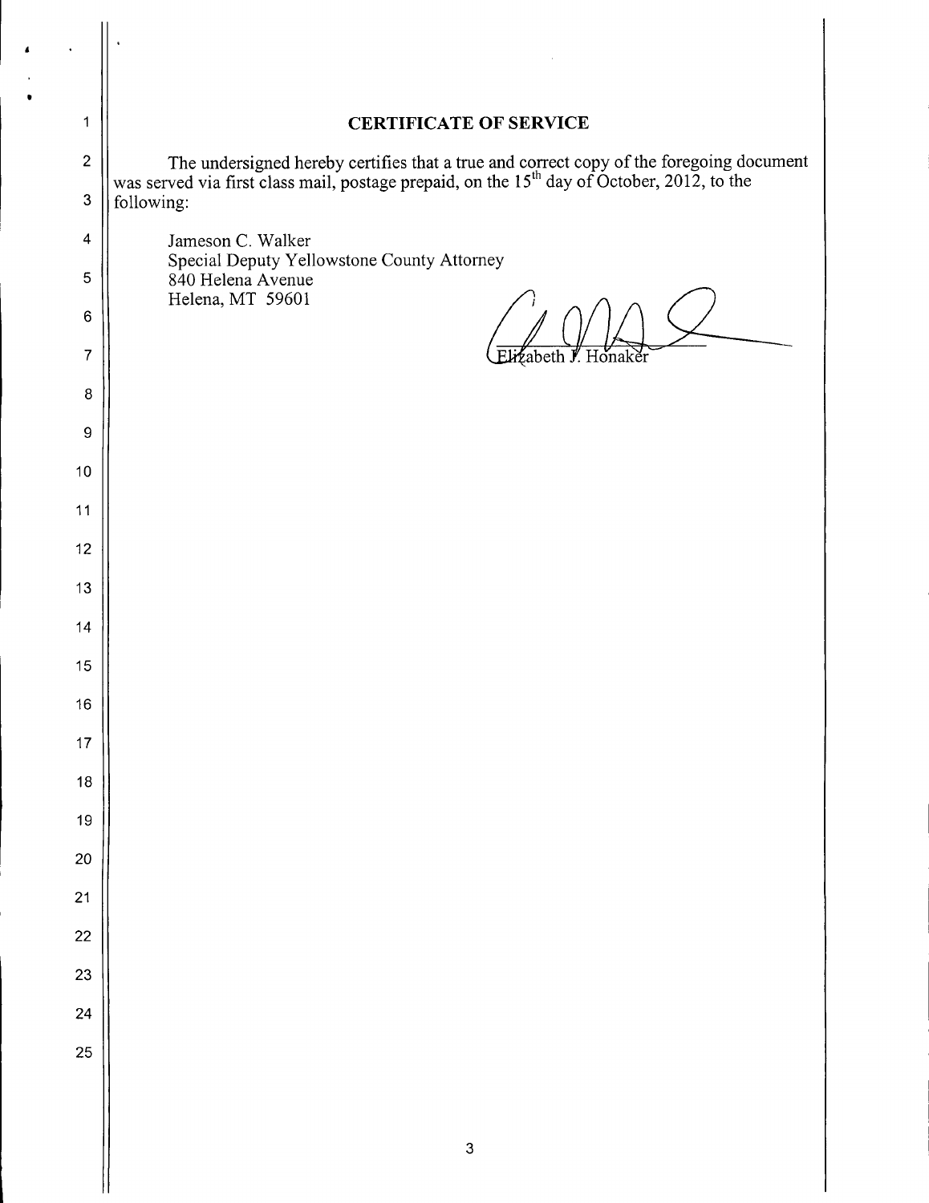## CERTIFICATE OF SERVICE

The undersigned hereby certifies that a true and correct copy of the foregoing document was served via first class mail, postage prepaid, on the 15th day of October, 2012, to the following:

Jameson C. Walker
Special Deputy Yellowstone County Attorney
840 Helena Avenue
Helena, MT 59601

Elizabeth J. Honaker